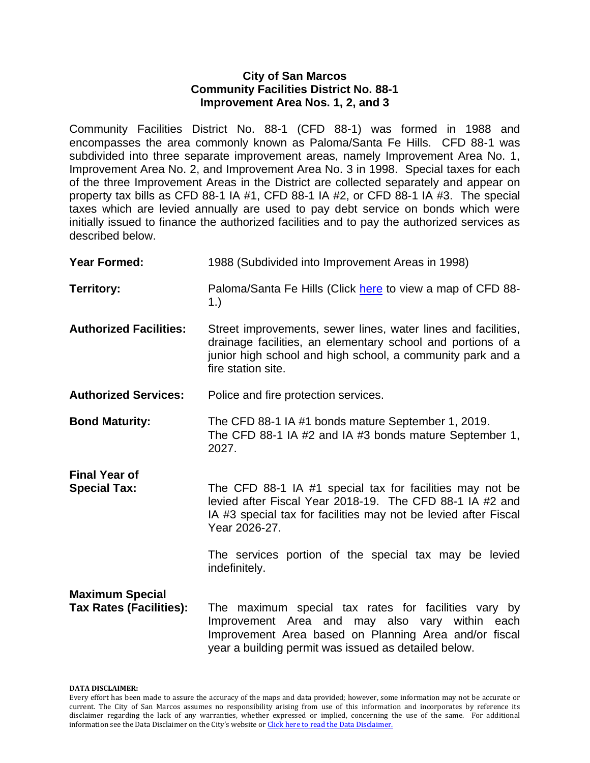# City of San Marcos
## Community Facilities District No. 88-1
## Improvement Area Nos. 1, 2, and 3

Community Facilities District No. 88-1 (CFD 88-1) was formed in 1988 and encompasses the area commonly known as Paloma/Santa Fe Hills. CFD 88-1 was subdivided into three separate improvement areas, namely Improvement Area No. 1, Improvement Area No. 2, and Improvement Area No. 3 in 1998. Special taxes for each of the three Improvement Areas in the District are collected separately and appear on property tax bills as CFD 88-1 IA #1, CFD 88-1 IA #2, or CFD 88-1 IA #3. The special taxes which are levied annually are used to pay debt service on bonds which were initially issued to finance the authorized facilities and to pay the authorized services as described below.

**Year Formed:** 1988 (Subdivided into Improvement Areas in 1998)

**Territory:** Paloma/Santa Fe Hills (Click here to view a map of CFD 88-1.)

**Authorized Facilities:** Street improvements, sewer lines, water lines and facilities, drainage facilities, an elementary school and portions of a junior high school and high school, a community park and a fire station site.

**Authorized Services:** Police and fire protection services.

**Bond Maturity:** The CFD 88-1 IA #1 bonds mature September 1, 2019. The CFD 88-1 IA #2 and IA #3 bonds mature September 1, 2027.

**Final Year of Special Tax:** The CFD 88-1 IA #1 special tax for facilities may not be levied after Fiscal Year 2018-19. The CFD 88-1 IA #2 and IA #3 special tax for facilities may not be levied after Fiscal Year 2026-27.

The services portion of the special tax may be levied indefinitely.

**Maximum Special Tax Rates (Facilities):** The maximum special tax rates for facilities vary by Improvement Area and may also vary within each Improvement Area based on Planning Area and/or fiscal year a building permit was issued as detailed below.

**DATA DISCLAIMER:**
Every effort has been made to assure the accuracy of the maps and data provided; however, some information may not be accurate or current. The City of San Marcos assumes no responsibility arising from use of this information and incorporates by reference its disclaimer regarding the lack of any warranties, whether expressed or implied, concerning the use of the same. For additional information see the Data Disclaimer on the City's website or Click here to read the Data Disclaimer.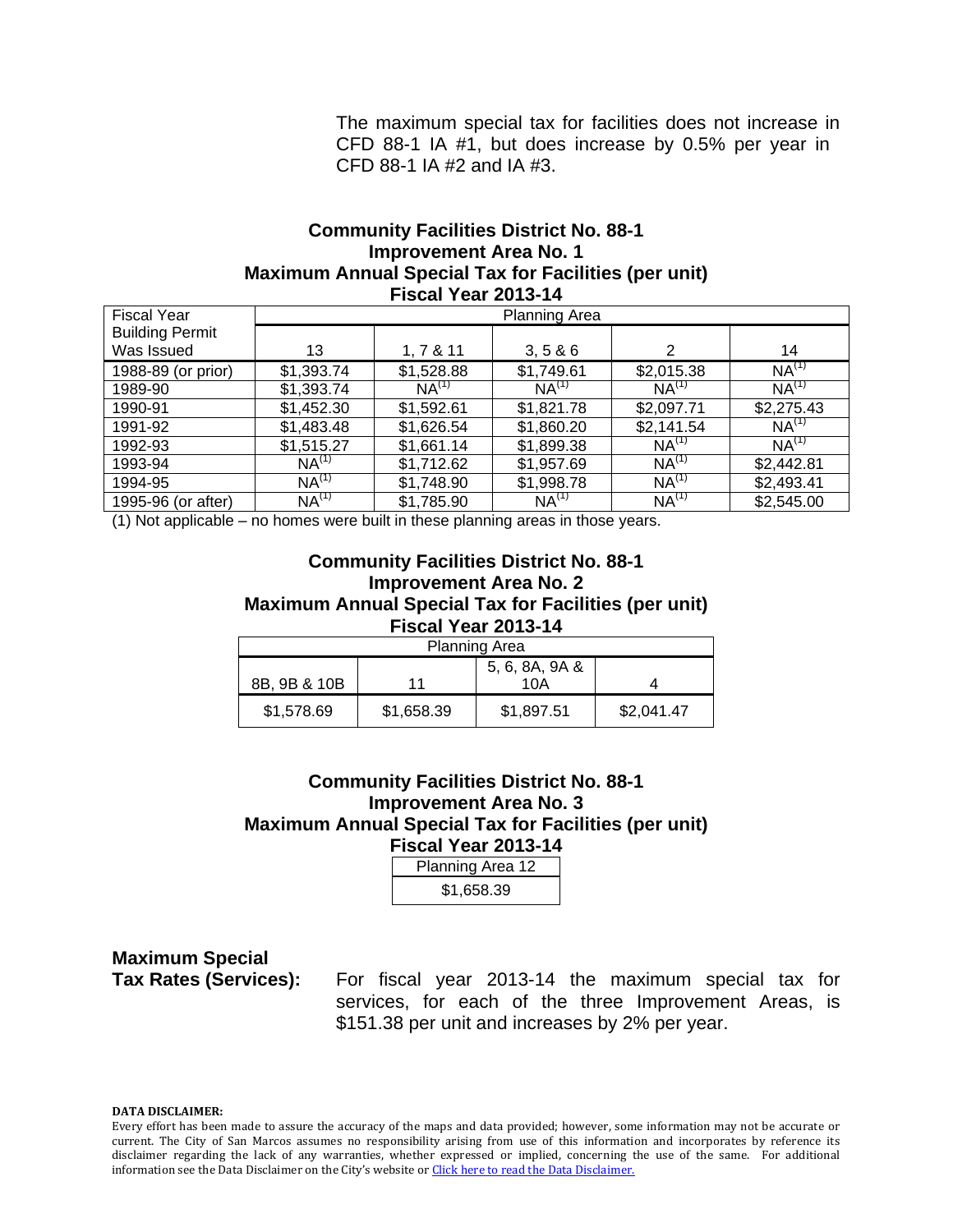The maximum special tax for facilities does not increase in CFD 88-1 IA #1, but does increase by 0.5% per year in CFD 88-1 IA #2 and IA #3.

### Community Facilities District No. 88-1
### Improvement Area No. 1
### Maximum Annual Special Tax for Facilities (per unit)
### Fiscal Year 2013-14

| Fiscal Year Building Permit Was Issued | Planning Area | | | | |
|---|---|---|---|---|---|
| | 13 | 1, 7 & 11 | 3, 5 & 6 | 2 | 14 |
| 1988-89 (or prior) | $1,393.74 | $1,528.88 | $1,749.61 | $2,015.38 | NA[1] |
| 1989-90 | $1,393.74 | NA[1] | NA[1] | NA[1] | NA[1] |
| 1990-91 | $1,452.30 | $1,592.61 | $1,821.78 | $2,097.71 | $2,275.43 |
| 1991-92 | $1,483.48 | $1,626.54 | $1,860.20 | $2,141.54 | NA[1] |
| 1992-93 | $1,515.27 | $1,661.14 | $1,899.38 | NA[1] | NA[1] |
| 1993-94 | NA[1] | $1,712.62 | $1,957.69 | NA[1] | $2,442.81 |
| 1994-95 | NA[1] | $1,748.90 | $1,998.78 | NA[1] | $2,493.41 |
| 1995-96 (or after) | NA[1] | $1,785.90 | NA[1] | NA[1] | $2,545.00 |

(1) Not applicable – no homes were built in these planning areas in those years.

### Community Facilities District No. 88-1
### Improvement Area No. 2
### Maximum Annual Special Tax for Facilities (per unit)
### Fiscal Year 2013-14

| Planning Area | | | |
|---|---|---|---|
| 8B, 9B & 10B | 11 | 5, 6, 8A, 9A & 10A | 4 |
| $1,578.69 | $1,658.39 | $1,897.51 | $2,041.47 |

### Community Facilities District No. 88-1
### Improvement Area No. 3
### Maximum Annual Special Tax for Facilities (per unit)
### Fiscal Year 2013-14

| Planning Area 12 |
|---|
| $1,658.39 |

**Maximum Special Tax Rates (Services):** For fiscal year 2013-14 the maximum special tax for services, for each of the three Improvement Areas, is $151.38 per unit and increases by 2% per year.

**DATA DISCLAIMER:**
Every effort has been made to assure the accuracy of the maps and data provided; however, some information may not be accurate or current. The City of San Marcos assumes no responsibility arising from use of this information and incorporates by reference its disclaimer regarding the lack of any warranties, whether expressed or implied, concerning the use of the same. For additional information see the Data Disclaimer on the City's website or Click here to read the Data Disclaimer.